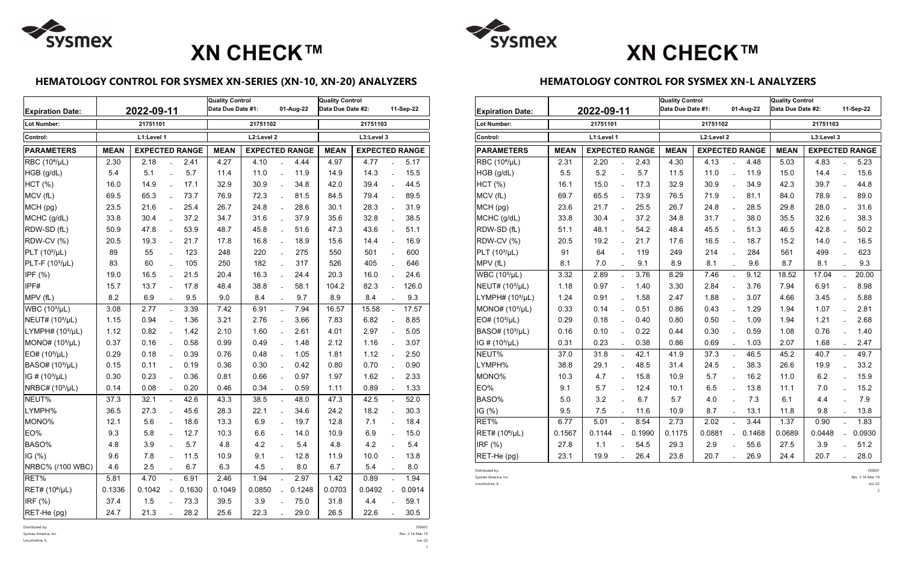# XN CHECK™

## HEMATOLOGY CONTROL FOR SYSMEX XN-SERIES (XN-10, XN-20) ANALYZERS

| Expiration Date: | 2022-09-11 | | | Quality Control Data Due Date #1: 01-Aug-22 | | | Quality Control Data Due Date #2: 11-Sep-22 | | |
|---|---|---|---|---|---|---|---|---|---|
| Lot Number: | 21751101 | | | 21751102 | | | 21751103 | | |
| Control: | L1:Level 1 | | | L2:Level 2 | | | L3:Level 3 | | |
| PARAMETERS | MEAN | EXPECTED RANGE | | MEAN | EXPECTED RANGE | | MEAN | EXPECTED RANGE | |
| RBC ($10^6$/µL) | 2.30 | 2.18 | 2.41 | 4.27 | 4.10 | 4.44 | 4.97 | 4.77 | 5.17 |
| HGB (g/dL) | 5.4 | 5.1 | 5.7 | 11.4 | 11.0 | 11.9 | 14.9 | 14.3 | 15.5 |
| HCT (%) | 16.0 | 14.9 | 17.1 | 32.9 | 30.9 | 34.8 | 42.0 | 39.4 | 44.5 |
| MCV (fL) | 69.5 | 65.3 | 73.7 | 76.9 | 72.3 | 81.5 | 84.5 | 79.4 | 89.5 |
| MCH (pg) | 23.5 | 21.6 | 25.4 | 26.7 | 24.8 | 28.6 | 30.1 | 28.3 | 31.9 |
| MCHC (g/dL) | 33.8 | 30.4 | 37.2 | 34.7 | 31.6 | 37.9 | 35.6 | 32.8 | 38.5 |
| RDW-SD (fL) | 50.9 | 47.8 | 53.9 | 48.7 | 45.8 | 51.6 | 47.3 | 43.6 | 51.1 |
| RDW-CV (%) | 20.5 | 19.3 | 21.7 | 17.8 | 16.8 | 18.9 | 15.6 | 14.4 | 16.9 |
| PLT ($10^3$/µL) | 89 | 55 | 123 | 248 | 220 | 275 | 550 | 501 | 600 |
| PLT-F ($10^3$/µL) | 83 | 60 | 105 | 250 | 182 | 317 | 526 | 405 | 646 |
| IPF (%) | 19.0 | 16.5 | 21.5 | 20.4 | 16.3 | 24.4 | 20.3 | 16.0 | 24.6 |
| IPF# | 15.7 | 13.7 | 17.8 | 48.4 | 38.8 | 58.1 | 104.2 | 82.3 | 126.0 |
| MPV (fL) | 8.2 | 6.9 | 9.5 | 9.0 | 8.4 | 9.7 | 8.9 | 8.4 | 9.3 |
| WBC ($10^3$/µL) | 3.08 | 2.77 | 3.39 | 7.42 | 6.91 | 7.94 | 16.57 | 15.58 | 17.57 |
| NEUT# ($10^3$/µL) | 1.15 | 0.94 | 1.36 | 3.21 | 2.76 | 3.66 | 7.83 | 6.82 | 8.85 |
| LYMPH# ($10^3$/µL) | 1.12 | 0.82 | 1.42 | 2.10 | 1.60 | 2.61 | 4.01 | 2.97 | 5.05 |
| MONO# ($10^3$/µL) | 0.37 | 0.16 | 0.58 | 0.99 | 0.49 | 1.48 | 2.12 | 1.16 | 3.07 |
| EO# ($10^3$/µL) | 0.29 | 0.18 | 0.39 | 0.76 | 0.48 | 1.05 | 1.81 | 1.12 | 2.50 |
| BASO# ($10^3$/µL) | 0.15 | 0.11 | 0.19 | 0.36 | 0.30 | 0.42 | 0.80 | 0.70 | 0.90 |
| IG # ($10^3$/µL) | 0.30 | 0.23 | 0.36 | 0.81 | 0.66 | 0.97 | 1.97 | 1.62 | 2.33 |
| NRBC# ($10^3$/µL) | 0.14 | 0.08 | 0.20 | 0.46 | 0.34 | 0.59 | 1.11 | 0.89 | 1.33 |
| NEUT% | 37.3 | 32.1 | 42.6 | 43.3 | 38.5 | 48.0 | 47.3 | 42.5 | 52.0 |
| LYMPH% | 36.5 | 27.3 | 45.6 | 28.3 | 22.1 | 34.6 | 24.2 | 18.2 | 30.3 |
| MONO% | 12.1 | 5.6 | 18.6 | 13.3 | 6.9 | 19.7 | 12.8 | 7.1 | 18.4 |
| EO% | 9.3 | 5.8 | 12.7 | 10.3 | 6.6 | 14.0 | 10.9 | 6.9 | 15.0 |
| BASO% | 4.8 | 3.9 | 5.7 | 4.8 | 4.2 | 5.4 | 4.8 | 4.2 | 5.4 |
| IG (%) | 9.6 | 7.8 | 11.5 | 10.9 | 9.1 | 12.8 | 11.9 | 10.0 | 13.8 |
| NRBC% (/100 WBC) | 4.6 | 2.5 | 6.7 | 6.3 | 4.5 | 8.0 | 6.7 | 5.4 | 8.0 |
| RET% | 5.81 | 4.70 | 6.91 | 2.46 | 1.94 | 2.97 | 1.42 | 0.89 | 1.94 |
| RET# ($10^6$/µL) | 0.1336 | 0.1042 | 0.1630 | 0.1049 | 0.0850 | 0.1248 | 0.0703 | 0.0492 | 0.0914 |
| IRF (%) | 37.4 | 1.5 | 73.3 | 39.5 | 3.9 | 75.0 | 31.8 | 4.4 | 59.1 |
| RET-He (pg) | 24.7 | 21.3 | 28.2 | 25.6 | 22.3 | 29.0 | 26.5 | 22.6 | 30.5 |

Distributed by:
Sysmex America, Inc.
Lincolnshire, IL

350601
Rev. 3 14-Mar-19
Jun-22

# XN CHECK™

## HEMATOLOGY CONTROL FOR SYSMEX XN-L ANALYZERS

| Expiration Date: | 2022-09-11 | | | Quality Control Data Due Date #1: 01-Aug-22 | | | Quality Control Data Due Date #2: 11-Sep-22 | | |
|---|---|---|---|---|---|---|---|---|---|
| Lot Number: | 21751101 | | | 21751102 | | | 21751103 | | |
| Control: | L1:Level 1 | | | L2:Level 2 | | | L3:Level 3 | | |
| PARAMETERS | MEAN | EXPECTED RANGE | | MEAN | EXPECTED RANGE | | MEAN | EXPECTED RANGE | |
| RBC ($10^6$/µL) | 2.31 | 2.20 | 2.43 | 4.30 | 4.13 | 4.48 | 5.03 | 4.83 | 5.23 |
| HGB (g/dL) | 5.5 | 5.2 | 5.7 | 11.5 | 11.0 | 11.9 | 15.0 | 14.4 | 15.6 |
| HCT (%) | 16.1 | 15.0 | 17.3 | 32.9 | 30.9 | 34.9 | 42.3 | 39.7 | 44.8 |
| MCV (fL) | 69.7 | 65.5 | 73.9 | 76.5 | 71.9 | 81.1 | 84.0 | 78.9 | 89.0 |
| MCH (pg) | 23.6 | 21.7 | 25.5 | 26.7 | 24.8 | 28.5 | 29.8 | 28.0 | 31.6 |
| MCHC (g/dL) | 33.8 | 30.4 | 37.2 | 34.8 | 31.7 | 38.0 | 35.5 | 32.6 | 38.3 |
| RDW-SD (fL) | 51.1 | 48.1 | 54.2 | 48.4 | 45.5 | 51.3 | 46.5 | 42.8 | 50.2 |
| RDW-CV (%) | 20.5 | 19.2 | 21.7 | 17.6 | 16.5 | 18.7 | 15.2 | 14.0 | 16.5 |
| PLT ($10^3$/µL) | 91 | 64 | 119 | 249 | 214 | 284 | 561 | 499 | 623 |
| MPV (fL) | 8.1 | 7.0 | 9.1 | 8.9 | 8.1 | 9.6 | 8.7 | 8.1 | 9.3 |
| WBC ($10^3$/µL) | 3.32 | 2.89 | 3.76 | 8.29 | 7.46 | 9.12 | 18.52 | 17.04 | 20.00 |
| NEUT# ($10^3$/µL) | 1.18 | 0.97 | 1.40 | 3.30 | 2.84 | 3.76 | 7.94 | 6.91 | 8.98 |
| LYMPH# ($10^3$/µL) | 1.24 | 0.91 | 1.58 | 2.47 | 1.88 | 3.07 | 4.66 | 3.45 | 5.88 |
| MONO# ($10^3$/µL) | 0.33 | 0.14 | 0.51 | 0.86 | 0.43 | 1.29 | 1.94 | 1.07 | 2.81 |
| EO# ($10^3$/µL) | 0.29 | 0.18 | 0.40 | 0.80 | 0.50 | 1.09 | 1.94 | 1.21 | 2.68 |
| BASO# ($10^3$/µL) | 0.16 | 0.10 | 0.22 | 0.44 | 0.30 | 0.59 | 1.08 | 0.76 | 1.40 |
| IG # ($10^3$/µL) | 0.31 | 0.23 | 0.38 | 0.86 | 0.69 | 1.03 | 2.07 | 1.68 | 2.47 |
| NEUT% | 37.0 | 31.8 | 42.1 | 41.9 | 37.3 | 46.5 | 45.2 | 40.7 | 49.7 |
| LYMPH% | 38.8 | 29.1 | 48.5 | 31.4 | 24.5 | 38.3 | 26.6 | 19.9 | 33.2 |
| MONO% | 10.3 | 4.7 | 15.8 | 10.9 | 5.7 | 16.2 | 11.0 | 6.2 | 15.9 |
| EO% | 9.1 | 5.7 | 12.4 | 10.1 | 6.5 | 13.8 | 11.1 | 7.0 | 15.2 |
| BASO% | 5.0 | 3.2 | 6.7 | 5.7 | 4.0 | 7.3 | 6.1 | 4.4 | 7.9 |
| IG (%) | 9.5 | 7.5 | 11.6 | 10.9 | 8.7 | 13.1 | 11.8 | 9.8 | 13.8 |
| RET% | 6.77 | 5.01 | 8.54 | 2.73 | 2.02 | 3.44 | 1.37 | 0.90 | 1.83 |
| RET# ($10^6$/µL) | 0.1567 | 0.1144 | 0.1990 | 0.1175 | 0.0881 | 0.1468 | 0.0689 | 0.0448 | 0.0930 |
| IRF (%) | 27.8 | 1.1 | 54.5 | 29.3 | 2.9 | 55.6 | 27.5 | 3.9 | 51.2 |
| RET-He (pg) | 23.1 | 19.9 | 26.4 | 23.8 | 20.7 | 26.9 | 24.4 | 20.7 | 28.0 |

Distributed by:
Sysmex America, Inc.
Lincolnshire, IL

350601
Rev. 3 14-Mar-19
Jun-22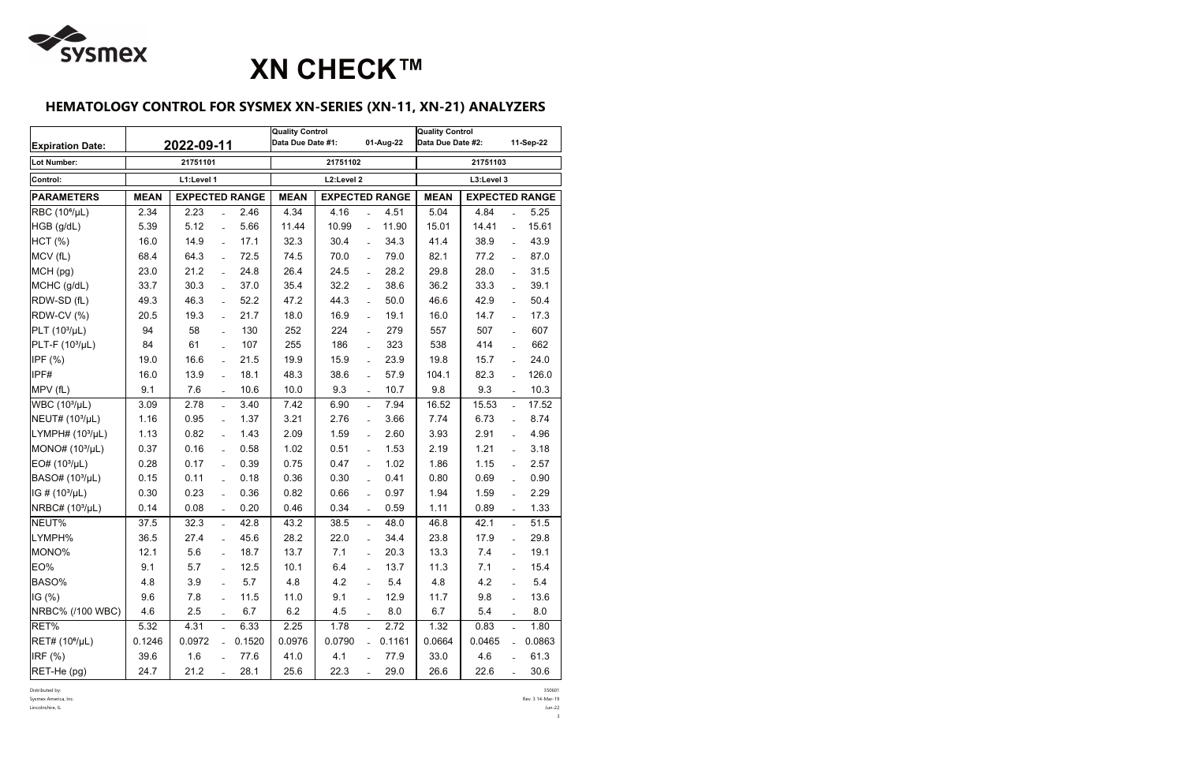sysmex

# XN CHECK™

## HEMATOLOGY CONTROL FOR SYSMEX XN-SERIES (XN-11, XN-21) ANALYZERS

| Expiration Date: | 2022-09-11 | | | | Quality Control Data Due Date #1: 01-Aug-22 | | | | Quality Control Data Due Date #2: 11-Sep-22 | | | |
|---|---|---|---|---|---|---|---|---|---|---|---|---|
| Lot Number: | 21751101 | | | | 21751102 | | | | 21751103 | | | |
| Control: | L1:Level 1 | | | | L2:Level 2 | | | | L3:Level 3 | | | |
| PARAMETERS | MEAN | EXPECTED RANGE | | | MEAN | EXPECTED RANGE | | | MEAN | EXPECTED RANGE | | |
| RBC ($10^6$/µL) | 2.34 | 2.23 | - | 2.46 | 4.34 | 4.16 | - | 4.51 | 5.04 | 4.84 | - | 5.25 |
| HGB (g/dL) | 5.39 | 5.12 | - | 5.66 | 11.44 | 10.99 | - | 11.90 | 15.01 | 14.41 | - | 15.61 |
| HCT (%) | 16.0 | 14.9 | - | 17.1 | 32.3 | 30.4 | - | 34.3 | 41.4 | 38.9 | - | 43.9 |
| MCV (fL) | 68.4 | 64.3 | - | 72.5 | 74.5 | 70.0 | - | 79.0 | 82.1 | 77.2 | - | 87.0 |
| MCH (pg) | 23.0 | 21.2 | - | 24.8 | 26.4 | 24.5 | - | 28.2 | 29.8 | 28.0 | - | 31.5 |
| MCHC (g/dL) | 33.7 | 30.3 | - | 37.0 | 35.4 | 32.2 | - | 38.6 | 36.2 | 33.3 | - | 39.1 |
| RDW-SD (fL) | 49.3 | 46.3 | - | 52.2 | 47.2 | 44.3 | - | 50.0 | 46.6 | 42.9 | - | 50.4 |
| RDW-CV (%) | 20.5 | 19.3 | - | 21.7 | 18.0 | 16.9 | - | 19.1 | 16.0 | 14.7 | - | 17.3 |
| PLT ($10^3$/µL) | 94 | 58 | - | 130 | 252 | 224 | - | 279 | 557 | 507 | - | 607 |
| PLT-F ($10^3$/µL) | 84 | 61 | - | 107 | 255 | 186 | - | 323 | 538 | 414 | - | 662 |
| IPF (%) | 19.0 | 16.6 | - | 21.5 | 19.9 | 15.9 | - | 23.9 | 19.8 | 15.7 | - | 24.0 |
| IPF# | 16.0 | 13.9 | - | 18.1 | 48.3 | 38.6 | - | 57.9 | 104.1 | 82.3 | - | 126.0 |
| MPV (fL) | 9.1 | 7.6 | - | 10.6 | 10.0 | 9.3 | - | 10.7 | 9.8 | 9.3 | - | 10.3 |
| WBC ($10^3$/µL) | 3.09 | 2.78 | - | 3.40 | 7.42 | 6.90 | - | 7.94 | 16.52 | 15.53 | - | 17.52 |
| NEUT# ($10^3$/µL) | 1.16 | 0.95 | - | 1.37 | 3.21 | 2.76 | - | 3.66 | 7.74 | 6.73 | - | 8.74 |
| LYMPH# ($10^3$/µL) | 1.13 | 0.82 | - | 1.43 | 2.09 | 1.59 | - | 2.60 | 3.93 | 2.91 | - | 4.96 |
| MONO# ($10^3$/µL) | 0.37 | 0.16 | - | 0.58 | 1.02 | 0.51 | - | 1.53 | 2.19 | 1.21 | - | 3.18 |
| EO# ($10^3$/µL) | 0.28 | 0.17 | - | 0.39 | 0.75 | 0.47 | - | 1.02 | 1.86 | 1.15 | - | 2.57 |
| BASO# ($10^3$/µL) | 0.15 | 0.11 | - | 0.18 | 0.36 | 0.30 | - | 0.41 | 0.80 | 0.69 | - | 0.90 |
| IG # ($10^3$/µL) | 0.30 | 0.23 | - | 0.36 | 0.82 | 0.66 | - | 0.97 | 1.94 | 1.59 | - | 2.29 |
| NRBC# ($10^3$/µL) | 0.14 | 0.08 | - | 0.20 | 0.46 | 0.34 | - | 0.59 | 1.11 | 0.89 | - | 1.33 |
| NEUT% | 37.5 | 32.3 | - | 42.8 | 43.2 | 38.5 | - | 48.0 | 46.8 | 42.1 | - | 51.5 |
| LYMPH% | 36.5 | 27.4 | - | 45.6 | 28.2 | 22.0 | - | 34.4 | 23.8 | 17.9 | - | 29.8 |
| MONO% | 12.1 | 5.6 | - | 18.7 | 13.7 | 7.1 | - | 20.3 | 13.3 | 7.4 | - | 19.1 |
| EO% | 9.1 | 5.7 | - | 12.5 | 10.1 | 6.4 | - | 13.7 | 11.3 | 7.1 | - | 15.4 |
| BASO% | 4.8 | 3.9 | - | 5.7 | 4.8 | 4.2 | - | 5.4 | 4.8 | 4.2 | - | 5.4 |
| IG (%) | 9.6 | 7.8 | - | 11.5 | 11.0 | 9.1 | - | 12.9 | 11.7 | 9.8 | - | 13.6 |
| NRBC% (/100 WBC) | 4.6 | 2.5 | - | 6.7 | 6.2 | 4.5 | - | 8.0 | 6.7 | 5.4 | - | 8.0 |
| RET% | 5.32 | 4.31 | - | 6.33 | 2.25 | 1.78 | - | 2.72 | 1.32 | 0.83 | - | 1.80 |
| RET# ($10^6$/µL) | 0.1246 | 0.0972 | - | 0.1520 | 0.0976 | 0.0790 | - | 0.1161 | 0.0664 | 0.0465 | - | 0.0863 |
| IRF (%) | 39.6 | 1.6 | - | 77.6 | 41.0 | 4.1 | - | 77.9 | 33.0 | 4.6 | - | 61.3 |
| RET-He (pg) | 24.7 | 21.2 | - | 28.1 | 25.6 | 22.3 | - | 29.0 | 26.6 | 22.6 | - | 30.6 |

Distributed by:
Sysmex America, Inc.
Lincolnshire, IL

350601
Rev. 3 14-Mar-19
Jun-22